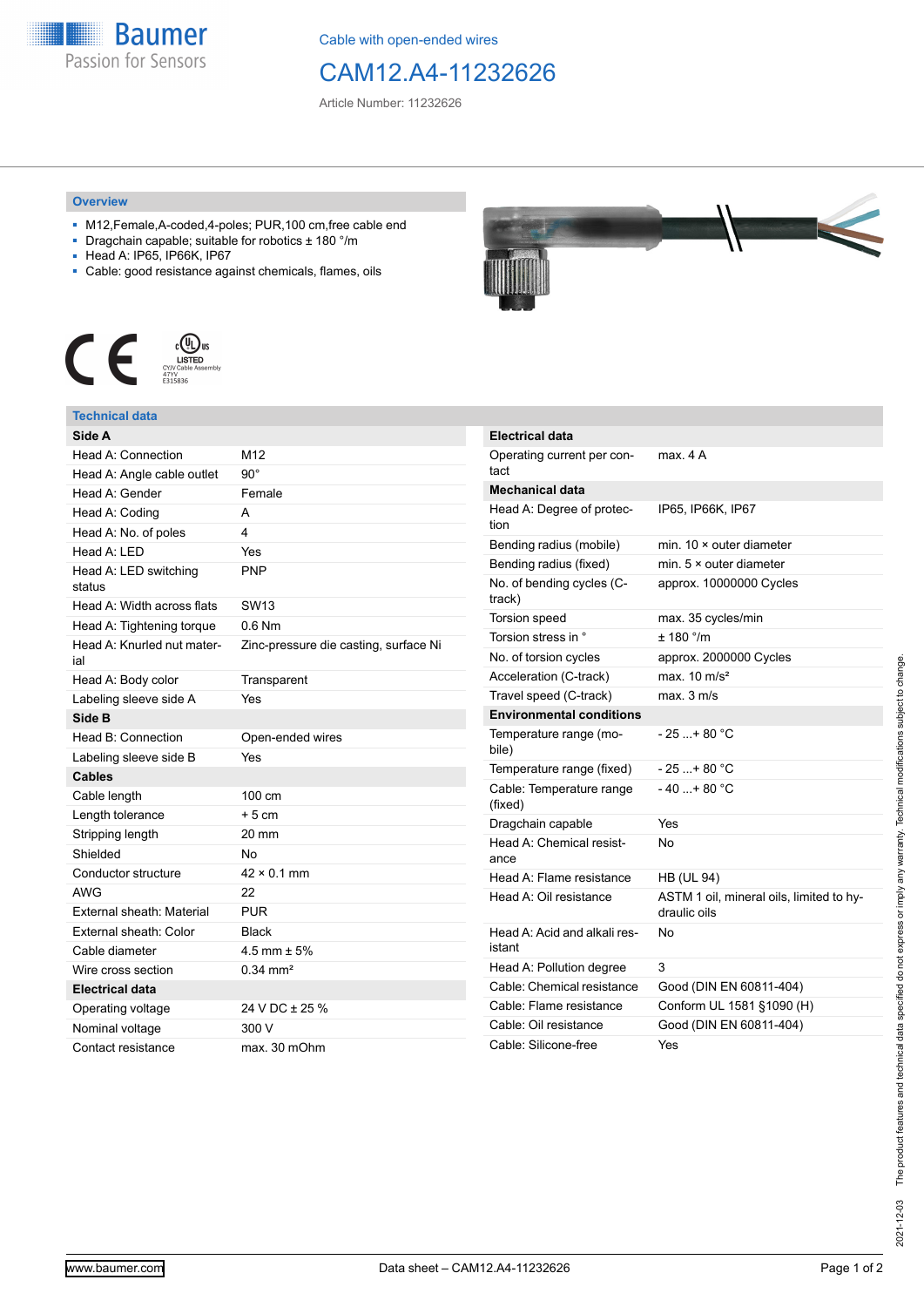Cable with open-ended wires

# CAM12.A4-11232626

Article Number: 11232626

## Overview

- M12,Female,A-coded,4-poles; PUR,100 cm,free cable end
- Dragchain capable; suitable for robotics ± 180 °/m
- Head A: IP65, IP66K, IP67
- Cable: good resistance against chemicals, flames, oils

## Technical data

| **Side A** | |
|---|---|
| Head A: Connection | M12 |
| Head A: Angle cable outlet | 90° |
| Head A: Gender | Female |
| Head A: Coding | A |
| Head A: No. of poles | 4 |
| Head A: LED | Yes |
| Head A: LED switching status | PNP |
| Head A: Width across flats | SW13 |
| Head A: Tightening torque | 0.6 Nm |
| Head A: Knurled nut material | Zinc-pressure die casting, surface Ni |
| Head A: Body color | Transparent |
| Labeling sleeve side A | Yes |
| **Side B** | |
| Head B: Connection | Open-ended wires |
| Labeling sleeve side B | Yes |
| **Cables** | |
| Cable length | 100 cm |
| Length tolerance | + 5 cm |
| Stripping length | 20 mm |
| Shielded | No |
| Conductor structure | 42 × 0.1 mm |
| AWG | 22 |
| External sheath: Material | PUR |
| External sheath: Color | Black |
| Cable diameter | 4.5 mm ± 5% |
| Wire cross section | 0.34 mm² |
| **Electrical data** | |
| Operating voltage | 24 V DC ± 25 % |
| Nominal voltage | 300 V |
| Contact resistance | max. 30 mOhm |

| **Electrical data** | |
|---|---|
| Operating current per contact | max. 4 A |
| **Mechanical data** | |
| Head A: Degree of protection | IP65, IP66K, IP67 |
| Bending radius (mobile) | min. 10 × outer diameter |
| Bending radius (fixed) | min. 5 × outer diameter |
| No. of bending cycles (C-track) | approx. 10000000 Cycles |
| Torsion speed | max. 35 cycles/min |
| Torsion stress in ° | ± 180 °/m |
| No. of torsion cycles | approx. 2000000 Cycles |
| Acceleration (C-track) | max. 10 m/s² |
| Travel speed (C-track) | max. 3 m/s |
| **Environmental conditions** | |
| Temperature range (mobile) | - 25 ...+ 80 °C |
| Temperature range (fixed) | - 25 ...+ 80 °C |
| Cable: Temperature range (fixed) | - 40 ...+ 80 °C |
| Dragchain capable | Yes |
| Head A: Chemical resistance | No |
| Head A: Flame resistance | HB (UL 94) |
| Head A: Oil resistance | ASTM 1 oil, mineral oils, limited to hydraulic oils |
| Head A: Acid and alkali resistant | No |
| Head A: Pollution degree | 3 |
| Cable: Chemical resistance | Good (DIN EN 60811-404) |
| Cable: Flame resistance | Conform UL 1581 §1090 (H) |
| Cable: Oil resistance | Good (DIN EN 60811-404) |
| Cable: Silicone-free | Yes |

2021-12-03 The product features and technical data specified do not express or imply any warranty. Technical modifications subject to change.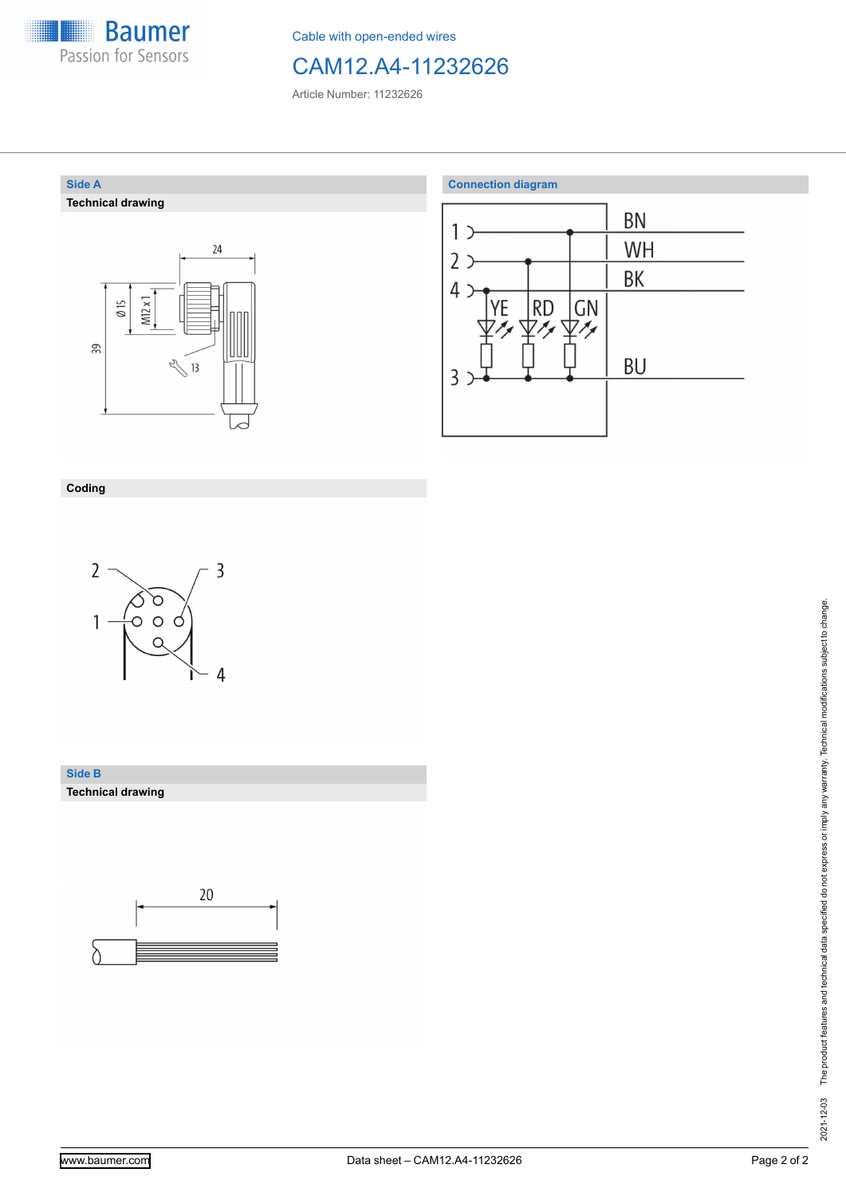Cable with open-ended wires

# CAM12.A4-11232626

Article Number: 11232626

## Side A

### Technical drawing

24

Ø 15

M12 x 1

39

13

## Connection diagram

1
2
4
3

BN
WH
BK
BU

YE
RD
GN

### Coding

2
3
1
4

## Side B

### Technical drawing

20

The product features and technical data specified do not express or imply any warranty. Technical modifications subject to change.

2021-12-03

www.baumer.com

Data sheet – CAM12.A4-11232626